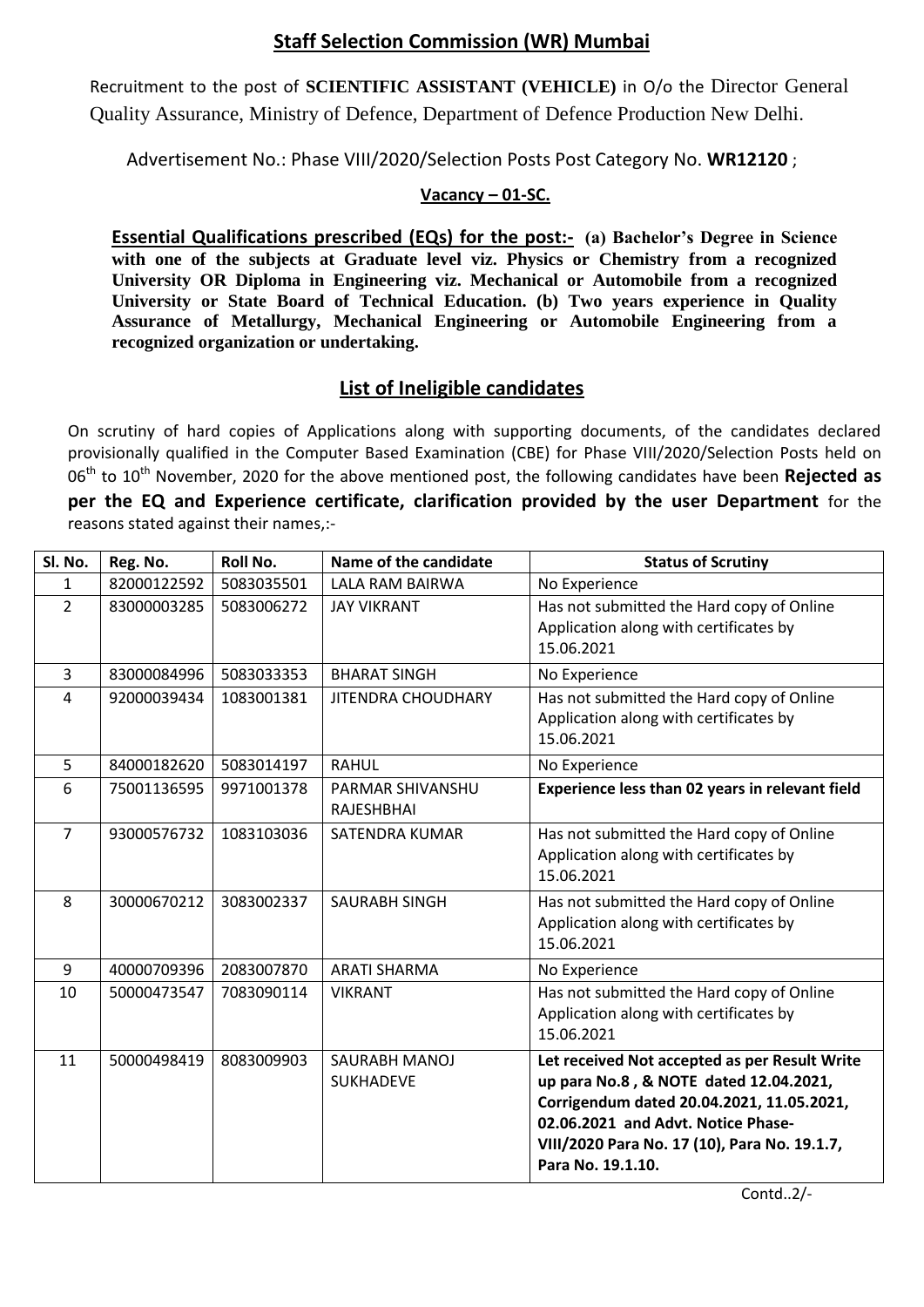## Staff Selection Commission (WR) Mumbai

Recruitment to the post of **SCIENTIFIC ASSISTANT (VEHICLE)** in O/o the Director General Quality Assurance, Ministry of Defence, Department of Defence Production New Delhi.

Advertisement No.: Phase VIII/2020/Selection Posts Post Category No. **WR12120** ;

**Vacancy – 01-SC.**

**Essential Qualifications prescribed (EQs) for the post:- (a) Bachelor's Degree in Science with one of the subjects at Graduate level viz. Physics or Chemistry from a recognized University OR Diploma in Engineering viz. Mechanical or Automobile from a recognized University or State Board of Technical Education. (b) Two years experience in Quality Assurance of Metallurgy, Mechanical Engineering or Automobile Engineering from a recognized organization or undertaking.**

## List of Ineligible candidates

On scrutiny of hard copies of Applications along with supporting documents, of the candidates declared provisionally qualified in the Computer Based Examination (CBE) for Phase VIII/2020/Selection Posts held on 06th to 10th November, 2020 for the above mentioned post, the following candidates have been **Rejected as per the EQ and Experience certificate, clarification provided by the user Department** for the reasons stated against their names,:-

| Sl. No. | Reg. No. | Roll No. | Name of the candidate | Status of Scrutiny |
|---|---|---|---|---|
| 1 | 82000122592 | 5083035501 | LALA RAM BAIRWA | No Experience |
| 2 | 83000003285 | 5083006272 | JAY VIKRANT | Has not submitted the Hard copy of Online Application along with certificates by 15.06.2021 |
| 3 | 83000084996 | 5083033353 | BHARAT SINGH | No Experience |
| 4 | 92000039434 | 1083001381 | JITENDRA CHOUDHARY | Has not submitted the Hard copy of Online Application along with certificates by 15.06.2021 |
| 5 | 84000182620 | 5083014197 | RAHUL | No Experience |
| 6 | 75001136595 | 9971001378 | PARMAR SHIVANSHU RAJESHBHAI | **Experience less than 02 years in relevant field** |
| 7 | 93000576732 | 1083103036 | SATENDRA KUMAR | Has not submitted the Hard copy of Online Application along with certificates by 15.06.2021 |
| 8 | 30000670212 | 3083002337 | SAURABH SINGH | Has not submitted the Hard copy of Online Application along with certificates by 15.06.2021 |
| 9 | 40000709396 | 2083007870 | ARATI SHARMA | No Experience |
| 10 | 50000473547 | 7083090114 | VIKRANT | Has not submitted the Hard copy of Online Application along with certificates by 15.06.2021 |
| 11 | 50000498419 | 8083009903 | SAURABH MANOJ SUKHADEVE | **Let received Not accepted as per Result Write up para No.8 , & NOTE dated 12.04.2021, Corrigendum dated 20.04.2021, 11.05.2021, 02.06.2021 and Advt. Notice Phase-VIII/2020 Para No. 17 (10), Para No. 19.1.7, Para No. 19.1.10.** |

Contd..2/-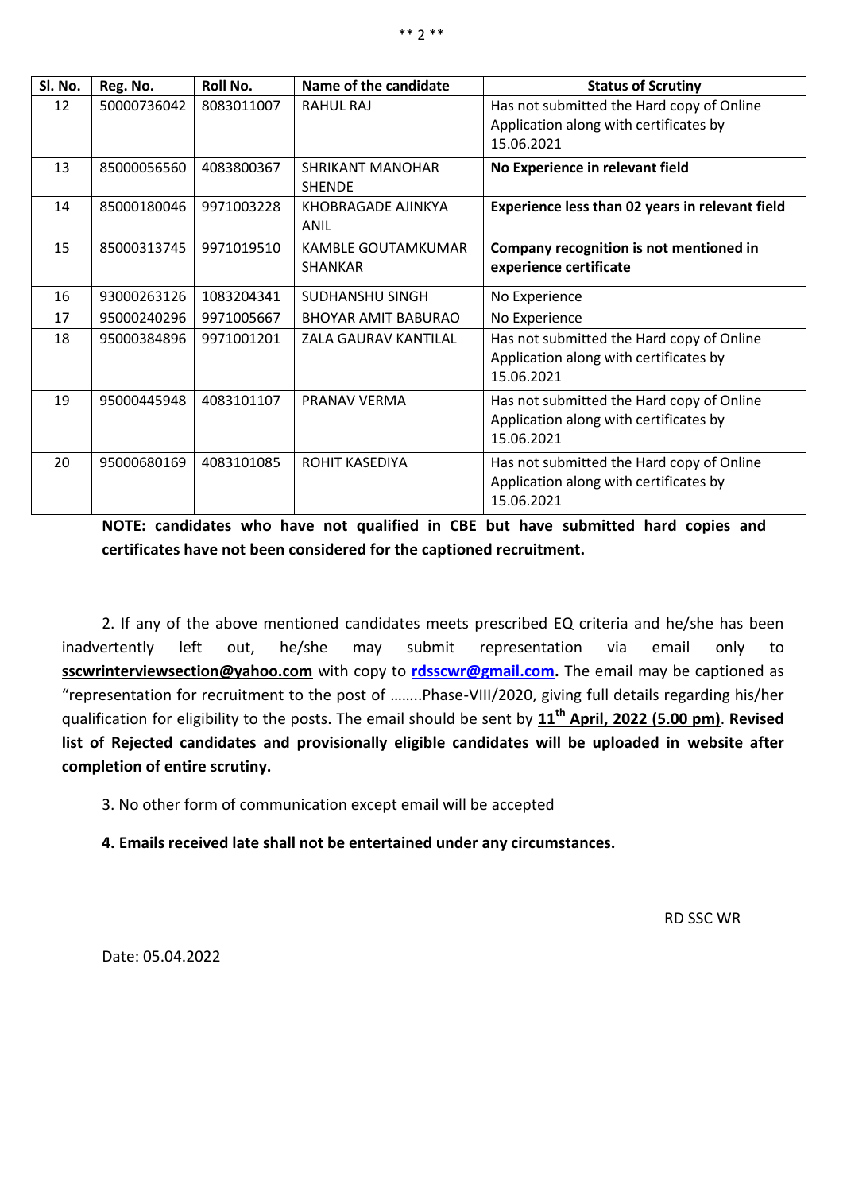| Sl. No. | Reg. No. | Roll No. | Name of the candidate | Status of Scrutiny |
|---|---|---|---|---|
| 12 | 50000736042 | 8083011007 | RAHUL RAJ | Has not submitted the Hard copy of Online Application along with certificates by 15.06.2021 |
| 13 | 85000056560 | 4083800367 | SHRIKANT MANOHAR SHENDE | **No Experience in relevant field** |
| 14 | 85000180046 | 9971003228 | KHOBRAGADE AJINKYA ANIL | **Experience less than 02 years in relevant field** |
| 15 | 85000313745 | 9971019510 | KAMBLE GOUTAMKUMAR SHANKAR | **Company recognition is not mentioned in experience certificate** |
| 16 | 93000263126 | 1083204341 | SUDHANSHU SINGH | No Experience |
| 17 | 95000240296 | 9971005667 | BHOYAR AMIT BABURAO | No Experience |
| 18 | 95000384896 | 9971001201 | ZALA GAURAV KANTILAL | Has not submitted the Hard copy of Online Application along with certificates by 15.06.2021 |
| 19 | 95000445948 | 4083101107 | PRANAV VERMA | Has not submitted the Hard copy of Online Application along with certificates by 15.06.2021 |
| 20 | 95000680169 | 4083101085 | ROHIT KASEDIYA | Has not submitted the Hard copy of Online Application along with certificates by 15.06.2021 |

**NOTE: candidates who have not qualified in CBE but have submitted hard copies and certificates have not been considered for the captioned recruitment.**

2. If any of the above mentioned candidates meets prescribed EQ criteria and he/she has been inadvertently left out, he/she may submit representation via email only to **sscwrinterviewsection@yahoo.com** with copy to **rdsscwr@gmail.com.** The email may be captioned as "representation for recruitment to the post of ……..Phase-VIII/2020, giving full details regarding his/her qualification for eligibility to the posts. The email should be sent by **11th April, 2022 (5.00 pm)**. **Revised list of Rejected candidates and provisionally eligible candidates will be uploaded in website after completion of entire scrutiny.**

3. No other form of communication except email will be accepted

**4. Emails received late shall not be entertained under any circumstances.**

RD SSC WR

Date: 05.04.2022